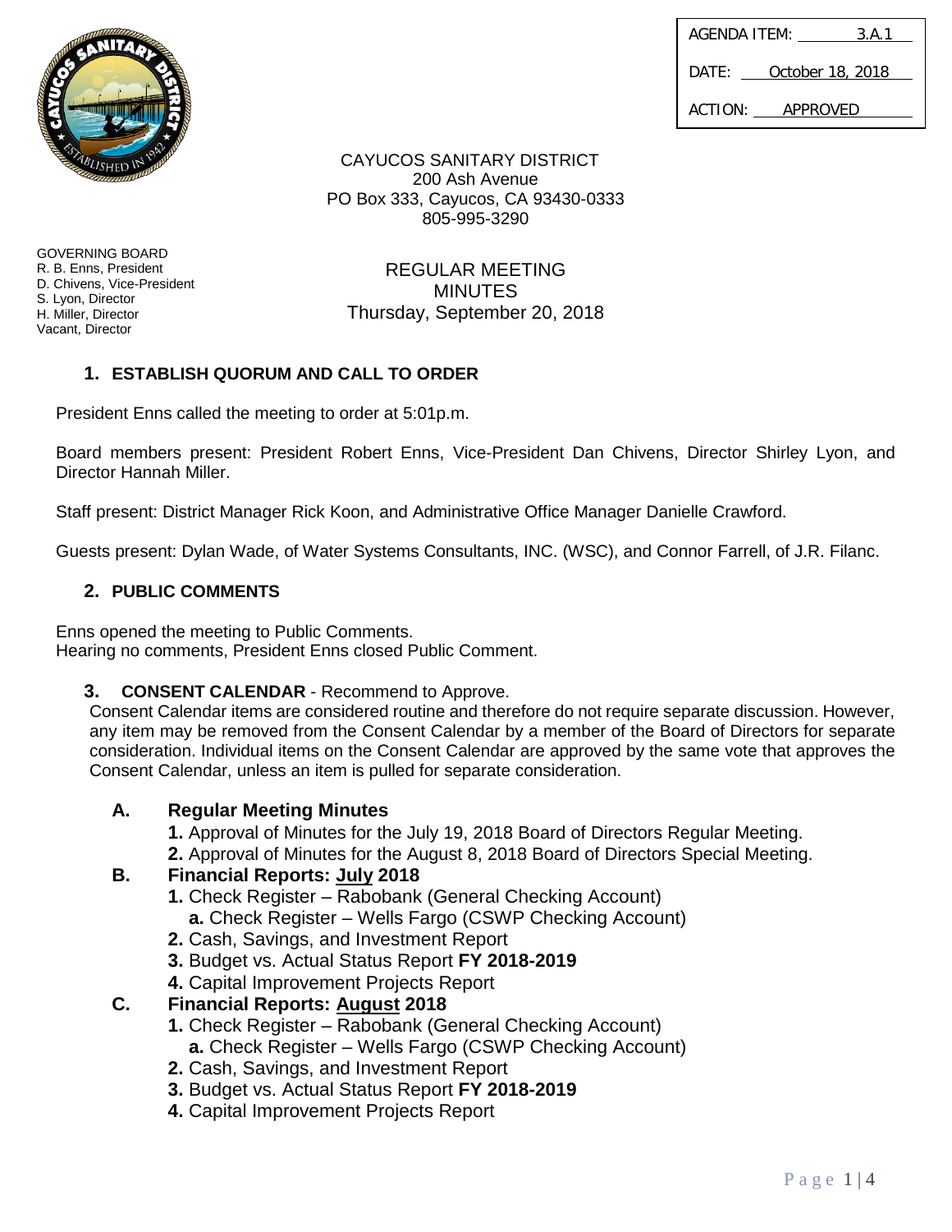| AGENDA ITEM: | 3.A.1 |
| --- | --- |
| DATE: | October 18, 2018 |
| ACTION: | APPROVED |

CAYUCOS SANITARY DISTRICT
200 Ash Avenue
PO Box 333, Cayucos, CA 93430-0333
805-995-3290

GOVERNING BOARD
R. B. Enns, President
D. Chivens, Vice-President
S. Lyon, Director
H. Miller, Director
Vacant, Director

REGULAR MEETING
MINUTES
Thursday, September 20, 2018

## 1. ESTABLISH QUORUM AND CALL TO ORDER

President Enns called the meeting to order at 5:01p.m.

Board members present: President Robert Enns, Vice-President Dan Chivens, Director Shirley Lyon, and Director Hannah Miller.

Staff present: District Manager Rick Koon, and Administrative Office Manager Danielle Crawford.

Guests present: Dylan Wade, of Water Systems Consultants, INC. (WSC), and Connor Farrell, of J.R. Filanc.

## 2. PUBLIC COMMENTS

Enns opened the meeting to Public Comments.
Hearing no comments, President Enns closed Public Comment.

## 3. CONSENT CALENDAR - Recommend to Approve.

Consent Calendar items are considered routine and therefore do not require separate discussion. However, any item may be removed from the Consent Calendar by a member of the Board of Directors for separate consideration. Individual items on the Consent Calendar are approved by the same vote that approves the Consent Calendar, unless an item is pulled for separate consideration.

### A. Regular Meeting Minutes

1. Approval of Minutes for the July 19, 2018 Board of Directors Regular Meeting.
2. Approval of Minutes for the August 8, 2018 Board of Directors Special Meeting.

### B. Financial Reports: July 2018

1. Check Register – Rabobank (General Checking Account)
   a. Check Register – Wells Fargo (CSWP Checking Account)
2. Cash, Savings, and Investment Report
3. Budget vs. Actual Status Report **FY 2018-2019**
4. Capital Improvement Projects Report

### C. Financial Reports: August 2018

1. Check Register – Rabobank (General Checking Account)
   a. Check Register – Wells Fargo (CSWP Checking Account)
2. Cash, Savings, and Investment Report
3. Budget vs. Actual Status Report **FY 2018-2019**
4. Capital Improvement Projects Report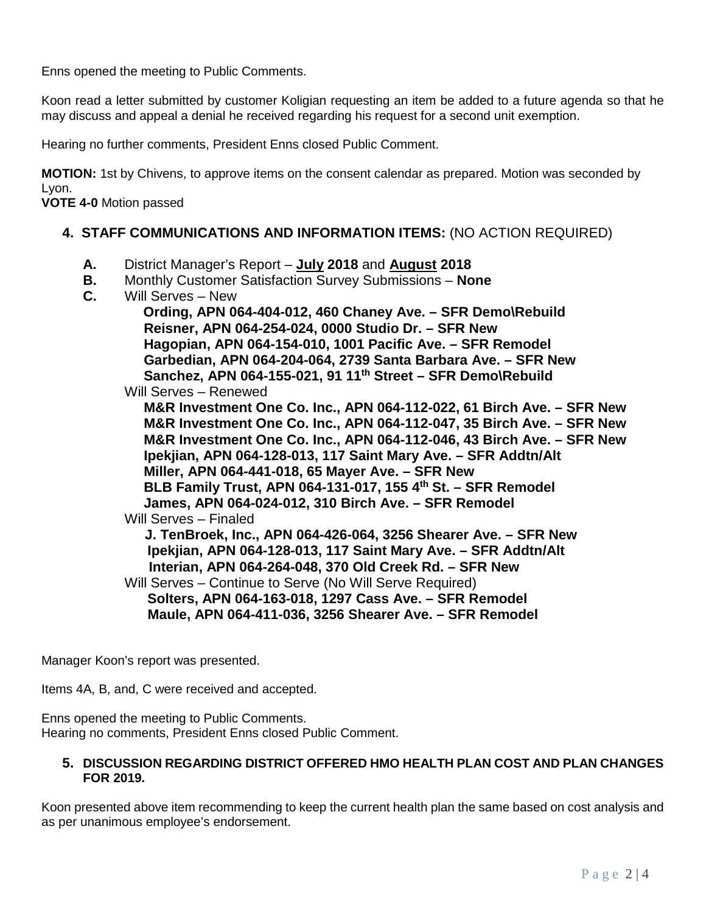Enns opened the meeting to Public Comments.

Koon read a letter submitted by customer Koligian requesting an item be added to a future agenda so that he may discuss and appeal a denial he received regarding his request for a second unit exemption.

Hearing no further comments, President Enns closed Public Comment.

**MOTION:** 1st by Chivens, to approve items on the consent calendar as prepared. Motion was seconded by Lyon.
**VOTE 4-0** Motion passed

## 4. STAFF COMMUNICATIONS AND INFORMATION ITEMS: (NO ACTION REQUIRED)

**A.** District Manager's Report – **July 2018** and **August 2018**
**B.** Monthly Customer Satisfaction Survey Submissions – **None**
**C.** Will Serves – New

**Ording, APN 064-404-012, 460 Chaney Ave. – SFR Demo\Rebuild**
**Reisner, APN 064-254-024, 0000 Studio Dr. – SFR New**
**Hagopian, APN 064-154-010, 1001 Pacific Ave. – SFR Remodel**
**Garbedian, APN 064-204-064, 2739 Santa Barbara Ave. – SFR New**
**Sanchez, APN 064-155-021, 91 11th Street – SFR Demo\Rebuild**

Will Serves – Renewed

**M&R Investment One Co. Inc., APN 064-112-022, 61 Birch Ave. – SFR New**
**M&R Investment One Co. Inc., APN 064-112-047, 35 Birch Ave. – SFR New**
**M&R Investment One Co. Inc., APN 064-112-046, 43 Birch Ave. – SFR New**
**Ipekjian, APN 064-128-013, 117 Saint Mary Ave. – SFR Addtn/Alt**
**Miller, APN 064-441-018, 65 Mayer Ave. – SFR New**
**BLB Family Trust, APN 064-131-017, 155 4th St. – SFR Remodel**
**James, APN 064-024-012, 310 Birch Ave. – SFR Remodel**

Will Serves – Finaled

**J. TenBroek, Inc., APN 064-426-064, 3256 Shearer Ave. – SFR New**
**Ipekjian, APN 064-128-013, 117 Saint Mary Ave. – SFR Addtn/Alt**
**Interian, APN 064-264-048, 370 Old Creek Rd. – SFR New**

Will Serves – Continue to Serve (No Will Serve Required)

**Solters, APN 064-163-018, 1297 Cass Ave. – SFR Remodel**
**Maule, APN 064-411-036, 3256 Shearer Ave. – SFR Remodel**

Manager Koon's report was presented.

Items 4A, B, and, C were received and accepted.

Enns opened the meeting to Public Comments.
Hearing no comments, President Enns closed Public Comment.

## 5. DISCUSSION REGARDING DISTRICT OFFERED HMO HEALTH PLAN COST AND PLAN CHANGES FOR 2019.

Koon presented above item recommending to keep the current health plan the same based on cost analysis and as per unanimous employee's endorsement.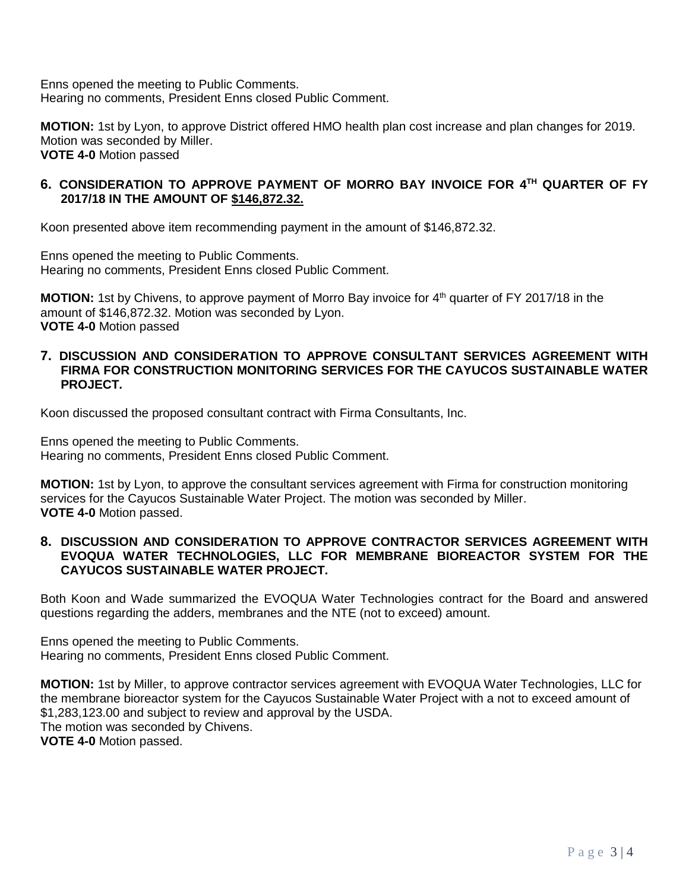Enns opened the meeting to Public Comments.
Hearing no comments, President Enns closed Public Comment.

**MOTION:** 1st by Lyon, to approve District offered HMO health plan cost increase and plan changes for 2019. Motion was seconded by Miller.
**VOTE 4-0** Motion passed

## 6. CONSIDERATION TO APPROVE PAYMENT OF MORRO BAY INVOICE FOR 4TH QUARTER OF FY 2017/18 IN THE AMOUNT OF $146,872.32.

Koon presented above item recommending payment in the amount of $146,872.32.

Enns opened the meeting to Public Comments.
Hearing no comments, President Enns closed Public Comment.

**MOTION:** 1st by Chivens, to approve payment of Morro Bay invoice for 4th quarter of FY 2017/18 in the amount of $146,872.32. Motion was seconded by Lyon.
**VOTE 4-0** Motion passed

## 7. DISCUSSION AND CONSIDERATION TO APPROVE CONSULTANT SERVICES AGREEMENT WITH FIRMA FOR CONSTRUCTION MONITORING SERVICES FOR THE CAYUCOS SUSTAINABLE WATER PROJECT.

Koon discussed the proposed consultant contract with Firma Consultants, Inc.

Enns opened the meeting to Public Comments.
Hearing no comments, President Enns closed Public Comment.

**MOTION:** 1st by Lyon, to approve the consultant services agreement with Firma for construction monitoring services for the Cayucos Sustainable Water Project. The motion was seconded by Miller.
**VOTE 4-0** Motion passed.

## 8. DISCUSSION AND CONSIDERATION TO APPROVE CONTRACTOR SERVICES AGREEMENT WITH EVOQUA WATER TECHNOLOGIES, LLC FOR MEMBRANE BIOREACTOR SYSTEM FOR THE CAYUCOS SUSTAINABLE WATER PROJECT.

Both Koon and Wade summarized the EVOQUA Water Technologies contract for the Board and answered questions regarding the adders, membranes and the NTE (not to exceed) amount.

Enns opened the meeting to Public Comments.
Hearing no comments, President Enns closed Public Comment.

**MOTION:** 1st by Miller, to approve contractor services agreement with EVOQUA Water Technologies, LLC for the membrane bioreactor system for the Cayucos Sustainable Water Project with a not to exceed amount of $1,283,123.00 and subject to review and approval by the USDA.
The motion was seconded by Chivens.
**VOTE 4-0** Motion passed.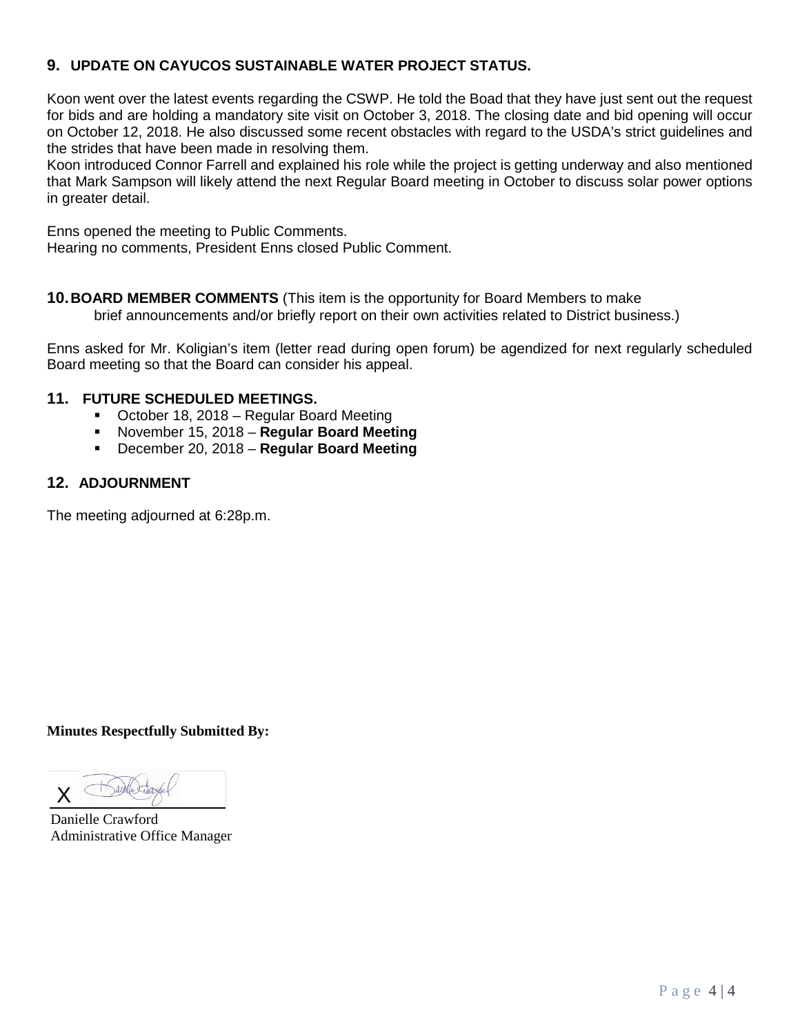## 9. UPDATE ON CAYUCOS SUSTAINABLE WATER PROJECT STATUS.

Koon went over the latest events regarding the CSWP. He told the Boad that they have just sent out the request for bids and are holding a mandatory site visit on October 3, 2018. The closing date and bid opening will occur on October 12, 2018. He also discussed some recent obstacles with regard to the USDA's strict guidelines and the strides that have been made in resolving them.

Koon introduced Connor Farrell and explained his role while the project is getting underway and also mentioned that Mark Sampson will likely attend the next Regular Board meeting in October to discuss solar power options in greater detail.

Enns opened the meeting to Public Comments.
Hearing no comments, President Enns closed Public Comment.

## 10. BOARD MEMBER COMMENTS (This item is the opportunity for Board Members to make brief announcements and/or briefly report on their own activities related to District business.)

Enns asked for Mr. Koligian's item (letter read during open forum) be agendized for next regularly scheduled Board meeting so that the Board can consider his appeal.

## 11. FUTURE SCHEDULED MEETINGS.

- October 18, 2018 – Regular Board Meeting
- November 15, 2018 – **Regular Board Meeting**
- December 20, 2018 – **Regular Board Meeting**

## 12. ADJOURNMENT

The meeting adjourned at 6:28p.m.

**Minutes Respectfully Submitted By:**

X

Danielle Crawford
Administrative Office Manager